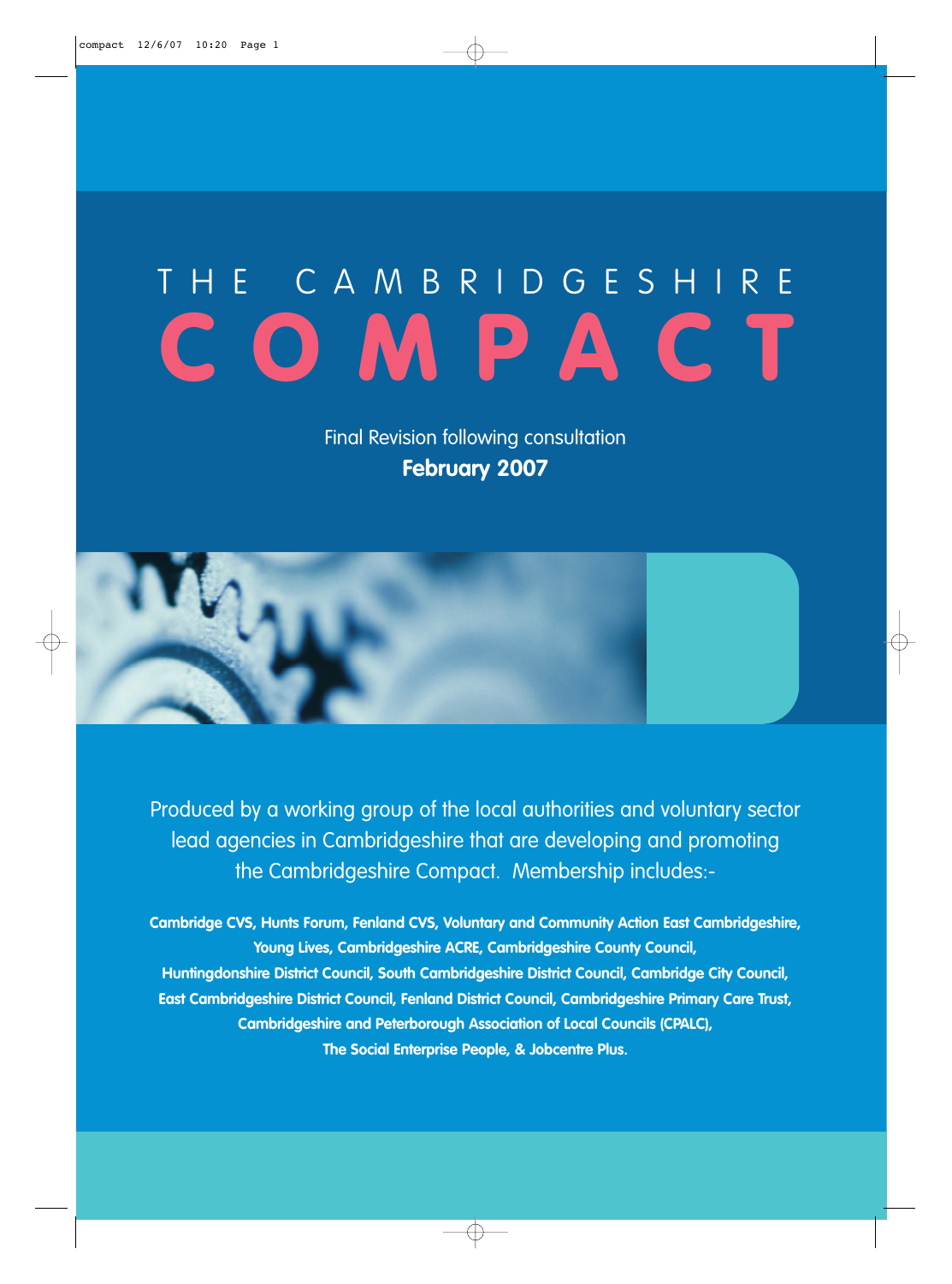# THE CAMBRIDGESHIRE COMPACT

Final Revision following consultation

**February 2007**

Produced by a working group of the local authorities and voluntary sector lead agencies in Cambridgeshire that are developing and promoting the Cambridgeshire Compact. Membership includes:-

**Cambridge CVS, Hunts Forum, Fenland CVS, Voluntary and Community Action East Cambridgeshire, Young Lives, Cambridgeshire ACRE, Cambridgeshire County Council, Huntingdonshire District Council, South Cambridgeshire District Council, Cambridge City Council, East Cambridgeshire District Council, Fenland District Council, Cambridgeshire Primary Care Trust, Cambridgeshire and Peterborough Association of Local Councils (CPALC), The Social Enterprise People, & Jobcentre Plus.**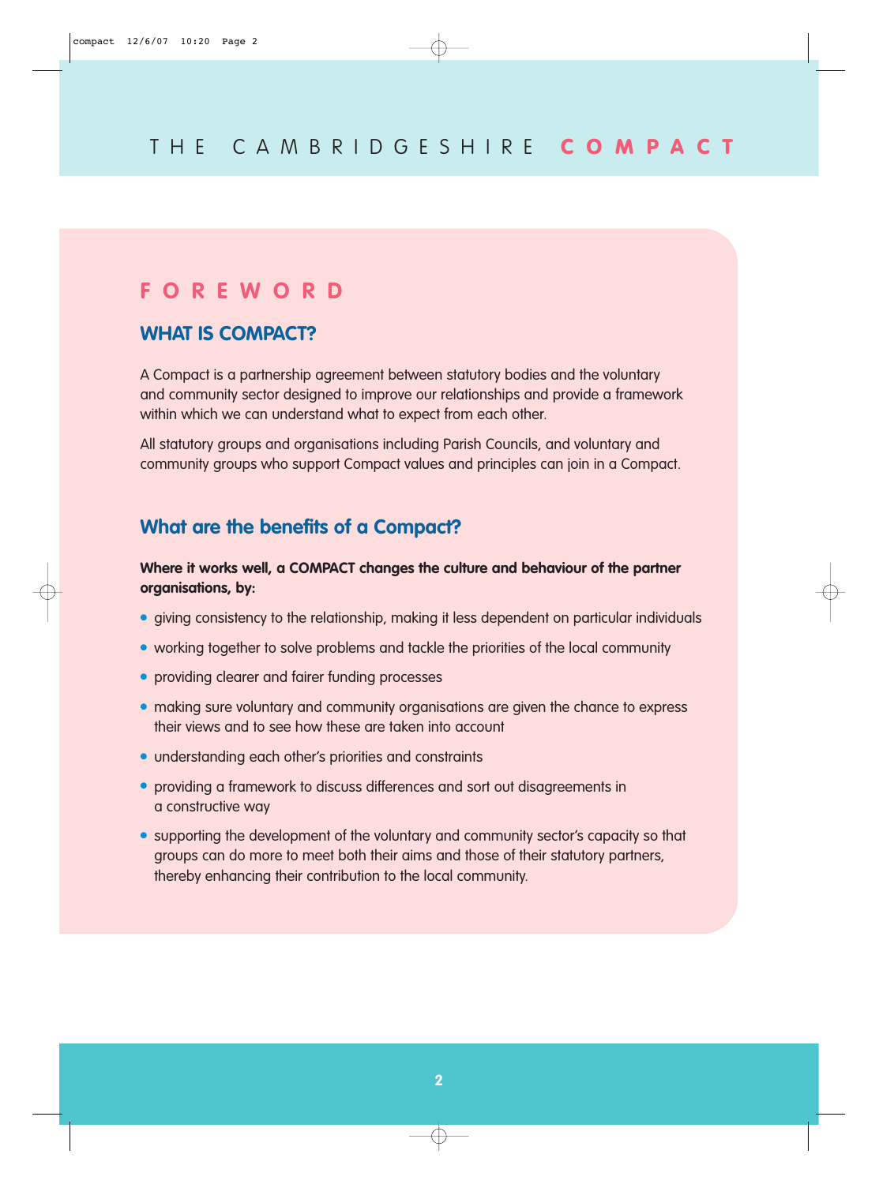# FOREWORD

## WHAT IS COMPACT?

A Compact is a partnership agreement between statutory bodies and the voluntary and community sector designed to improve our relationships and provide a framework within which we can understand what to expect from each other.

All statutory groups and organisations including Parish Councils, and voluntary and community groups who support Compact values and principles can join in a Compact.

## What are the benefits of a Compact?

**Where it works well, a COMPACT changes the culture and behaviour of the partner organisations, by:**

- giving consistency to the relationship, making it less dependent on particular individuals
- working together to solve problems and tackle the priorities of the local community
- providing clearer and fairer funding processes
- making sure voluntary and community organisations are given the chance to express their views and to see how these are taken into account
- understanding each other's priorities and constraints
- providing a framework to discuss differences and sort out disagreements in a constructive way
- supporting the development of the voluntary and community sector's capacity so that groups can do more to meet both their aims and those of their statutory partners, thereby enhancing their contribution to the local community.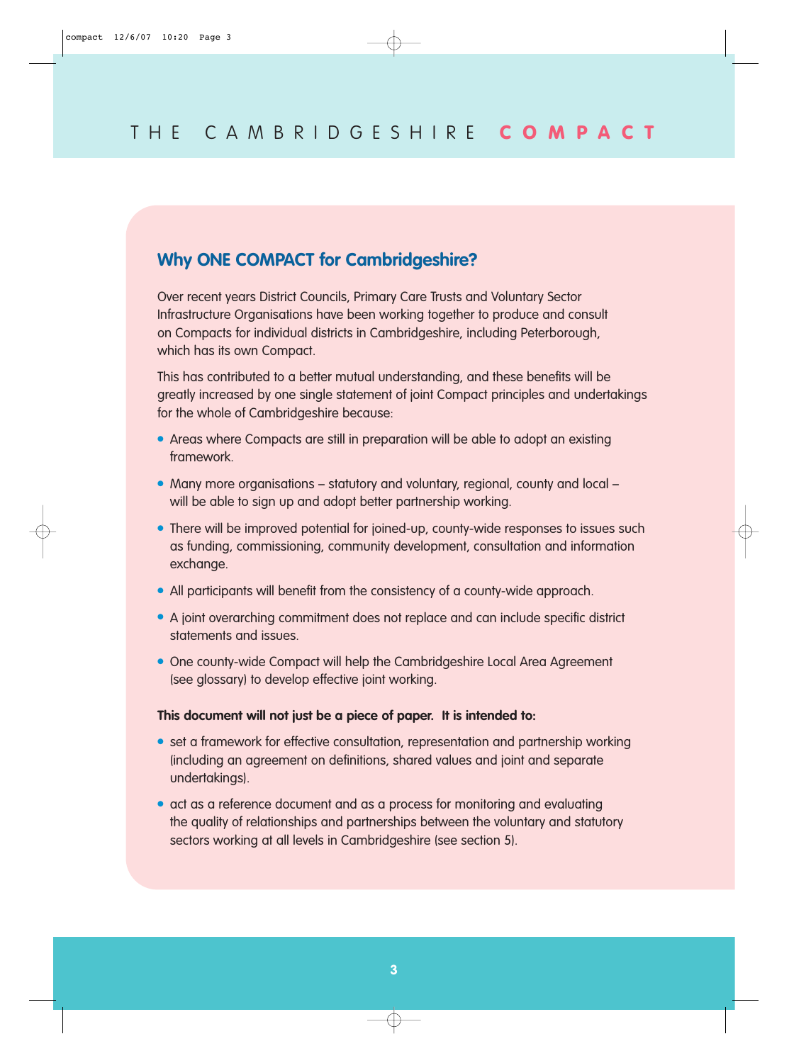## Why ONE COMPACT for Cambridgeshire?

Over recent years District Councils, Primary Care Trusts and Voluntary Sector Infrastructure Organisations have been working together to produce and consult on Compacts for individual districts in Cambridgeshire, including Peterborough, which has its own Compact.

This has contributed to a better mutual understanding, and these benefits will be greatly increased by one single statement of joint Compact principles and undertakings for the whole of Cambridgeshire because:

- Areas where Compacts are still in preparation will be able to adopt an existing framework.
- Many more organisations – statutory and voluntary, regional, county and local – will be able to sign up and adopt better partnership working.
- There will be improved potential for joined-up, county-wide responses to issues such as funding, commissioning, community development, consultation and information exchange.
- All participants will benefit from the consistency of a county-wide approach.
- A joint overarching commitment does not replace and can include specific district statements and issues.
- One county-wide Compact will help the Cambridgeshire Local Area Agreement (see glossary) to develop effective joint working.

**This document will not just be a piece of paper. It is intended to:**

- set a framework for effective consultation, representation and partnership working (including an agreement on definitions, shared values and joint and separate undertakings).
- act as a reference document and as a process for monitoring and evaluating the quality of relationships and partnerships between the voluntary and statutory sectors working at all levels in Cambridgeshire (see section 5).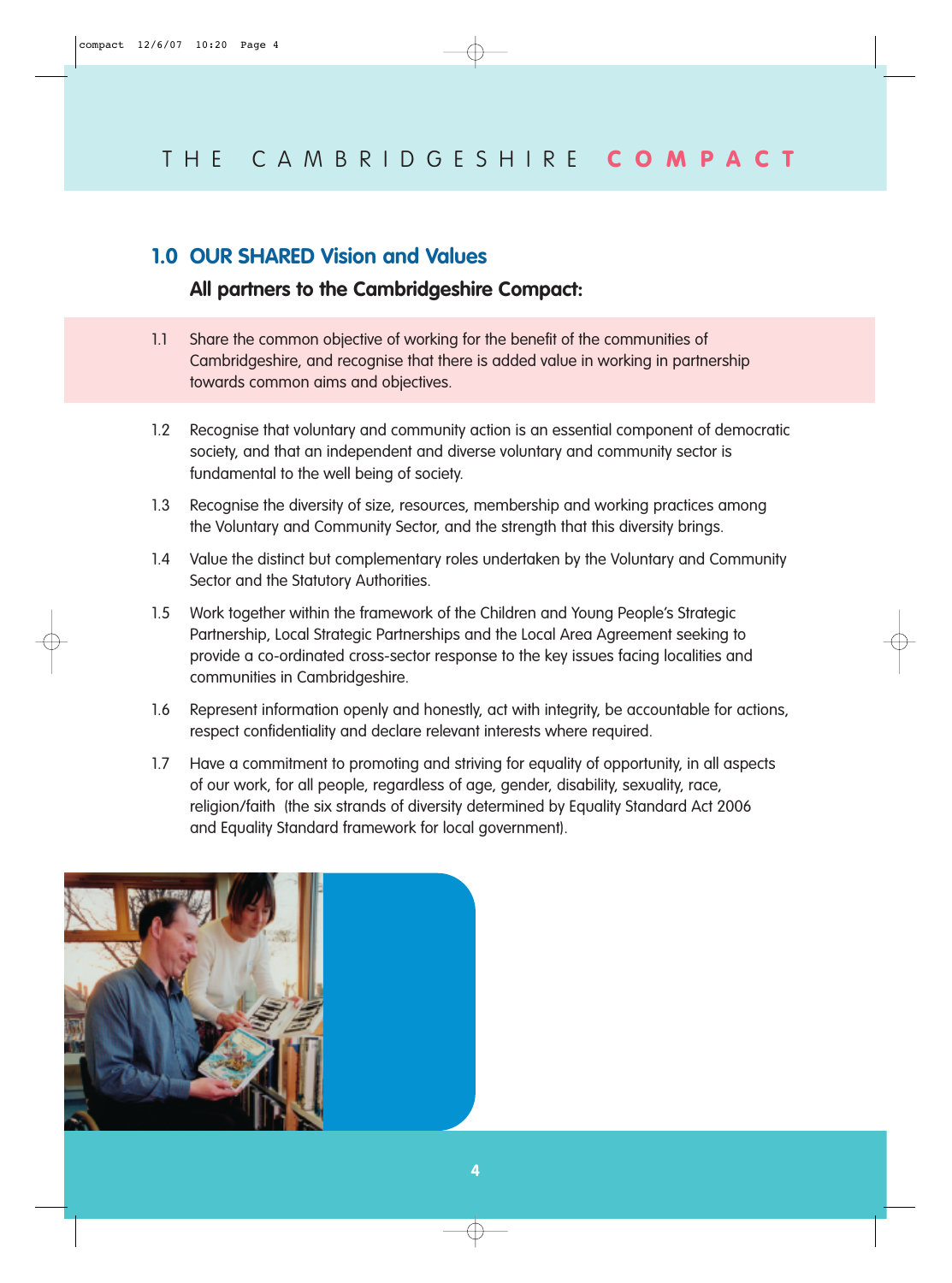## 1.0 OUR SHARED Vision and Values

**All partners to the Cambridgeshire Compact:**

1.1 Share the common objective of working for the benefit of the communities of Cambridgeshire, and recognise that there is added value in working in partnership towards common aims and objectives.

1.2 Recognise that voluntary and community action is an essential component of democratic society, and that an independent and diverse voluntary and community sector is fundamental to the well being of society.

1.3 Recognise the diversity of size, resources, membership and working practices among the Voluntary and Community Sector, and the strength that this diversity brings.

1.4 Value the distinct but complementary roles undertaken by the Voluntary and Community Sector and the Statutory Authorities.

1.5 Work together within the framework of the Children and Young People's Strategic Partnership, Local Strategic Partnerships and the Local Area Agreement seeking to provide a co-ordinated cross-sector response to the key issues facing localities and communities in Cambridgeshire.

1.6 Represent information openly and honestly, act with integrity, be accountable for actions, respect confidentiality and declare relevant interests where required.

1.7 Have a commitment to promoting and striving for equality of opportunity, in all aspects of our work, for all people, regardless of age, gender, disability, sexuality, race, religion/faith (the six strands of diversity determined by Equality Standard Act 2006 and Equality Standard framework for local government).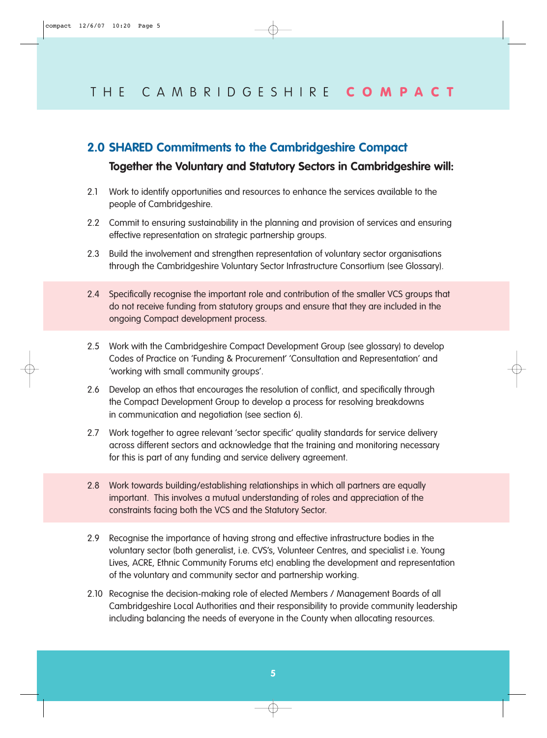## 2.0 SHARED Commitments to the Cambridgeshire Compact

**Together the Voluntary and Statutory Sectors in Cambridgeshire will:**

2.1 Work to identify opportunities and resources to enhance the services available to the people of Cambridgeshire.

2.2 Commit to ensuring sustainability in the planning and provision of services and ensuring effective representation on strategic partnership groups.

2.3 Build the involvement and strengthen representation of voluntary sector organisations through the Cambridgeshire Voluntary Sector Infrastructure Consortium (see Glossary).

2.4 Specifically recognise the important role and contribution of the smaller VCS groups that do not receive funding from statutory groups and ensure that they are included in the ongoing Compact development process.

2.5 Work with the Cambridgeshire Compact Development Group (see glossary) to develop Codes of Practice on 'Funding & Procurement' 'Consultation and Representation' and 'working with small community groups'.

2.6 Develop an ethos that encourages the resolution of conflict, and specifically through the Compact Development Group to develop a process for resolving breakdowns in communication and negotiation (see section 6).

2.7 Work together to agree relevant 'sector specific' quality standards for service delivery across different sectors and acknowledge that the training and monitoring necessary for this is part of any funding and service delivery agreement.

2.8 Work towards building/establishing relationships in which all partners are equally important. This involves a mutual understanding of roles and appreciation of the constraints facing both the VCS and the Statutory Sector.

2.9 Recognise the importance of having strong and effective infrastructure bodies in the voluntary sector (both generalist, i.e. CVS's, Volunteer Centres, and specialist i.e. Young Lives, ACRE, Ethnic Community Forums etc) enabling the development and representation of the voluntary and community sector and partnership working.

2.10 Recognise the decision-making role of elected Members / Management Boards of all Cambridgeshire Local Authorities and their responsibility to provide community leadership including balancing the needs of everyone in the County when allocating resources.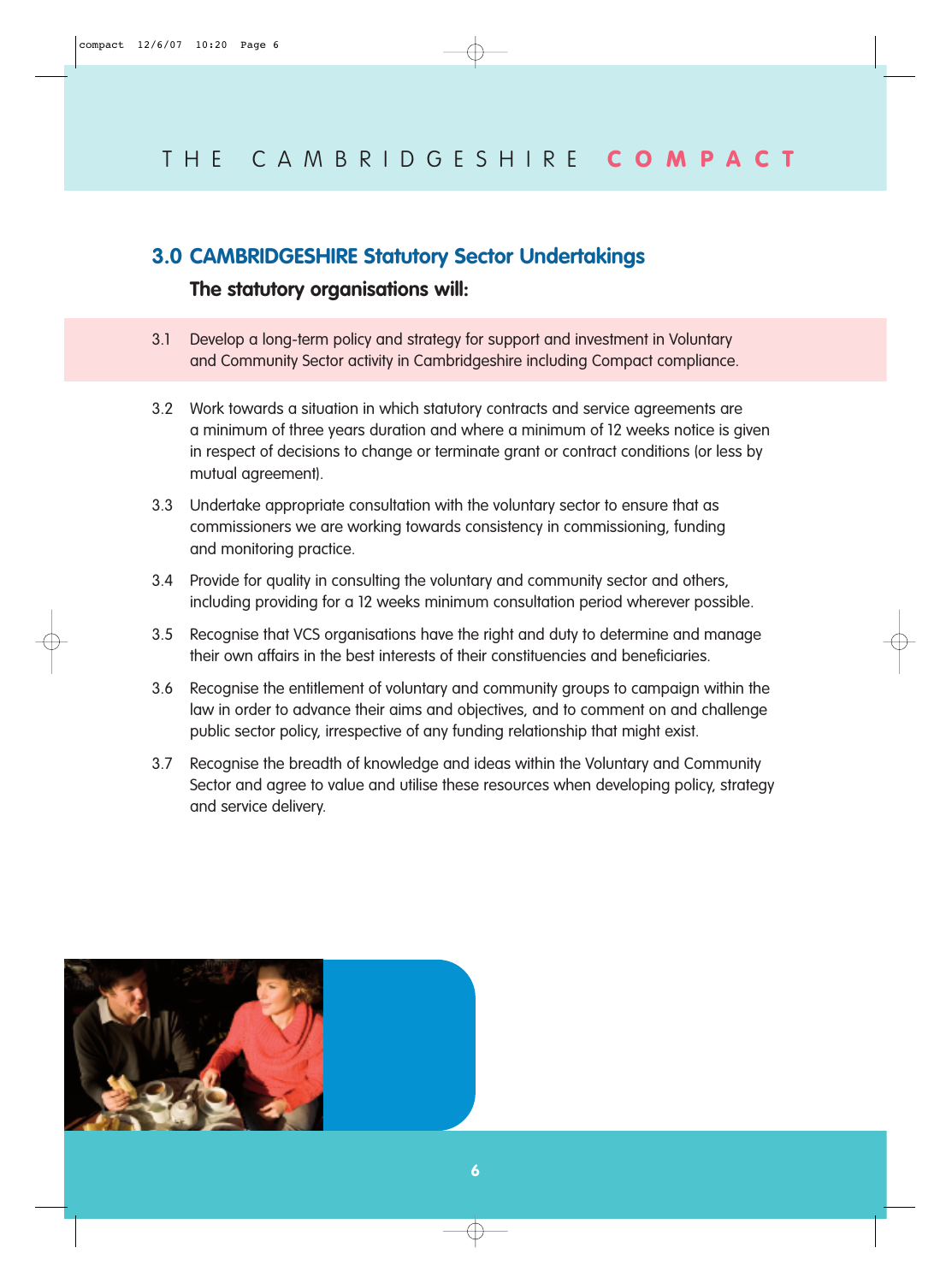## 3.0 CAMBRIDGESHIRE Statutory Sector Undertakings

**The statutory organisations will:**

3.1 Develop a long-term policy and strategy for support and investment in Voluntary and Community Sector activity in Cambridgeshire including Compact compliance.

3.2 Work towards a situation in which statutory contracts and service agreements are a minimum of three years duration and where a minimum of 12 weeks notice is given in respect of decisions to change or terminate grant or contract conditions (or less by mutual agreement).

3.3 Undertake appropriate consultation with the voluntary sector to ensure that as commissioners we are working towards consistency in commissioning, funding and monitoring practice.

3.4 Provide for quality in consulting the voluntary and community sector and others, including providing for a 12 weeks minimum consultation period wherever possible.

3.5 Recognise that VCS organisations have the right and duty to determine and manage their own affairs in the best interests of their constituencies and beneficiaries.

3.6 Recognise the entitlement of voluntary and community groups to campaign within the law in order to advance their aims and objectives, and to comment on and challenge public sector policy, irrespective of any funding relationship that might exist.

3.7 Recognise the breadth of knowledge and ideas within the Voluntary and Community Sector and agree to value and utilise these resources when developing policy, strategy and service delivery.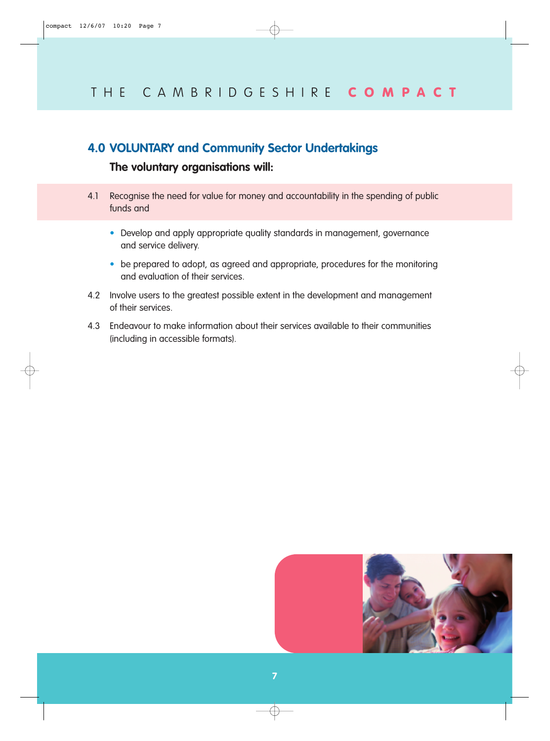## 4.0 VOLUNTARY and Community Sector Undertakings

**The voluntary organisations will:**

4.1 Recognise the need for value for money and accountability in the spending of public funds and

- Develop and apply appropriate quality standards in management, governance and service delivery.
- be prepared to adopt, as agreed and appropriate, procedures for the monitoring and evaluation of their services.

4.2 Involve users to the greatest possible extent in the development and management of their services.

4.3 Endeavour to make information about their services available to their communities (including in accessible formats).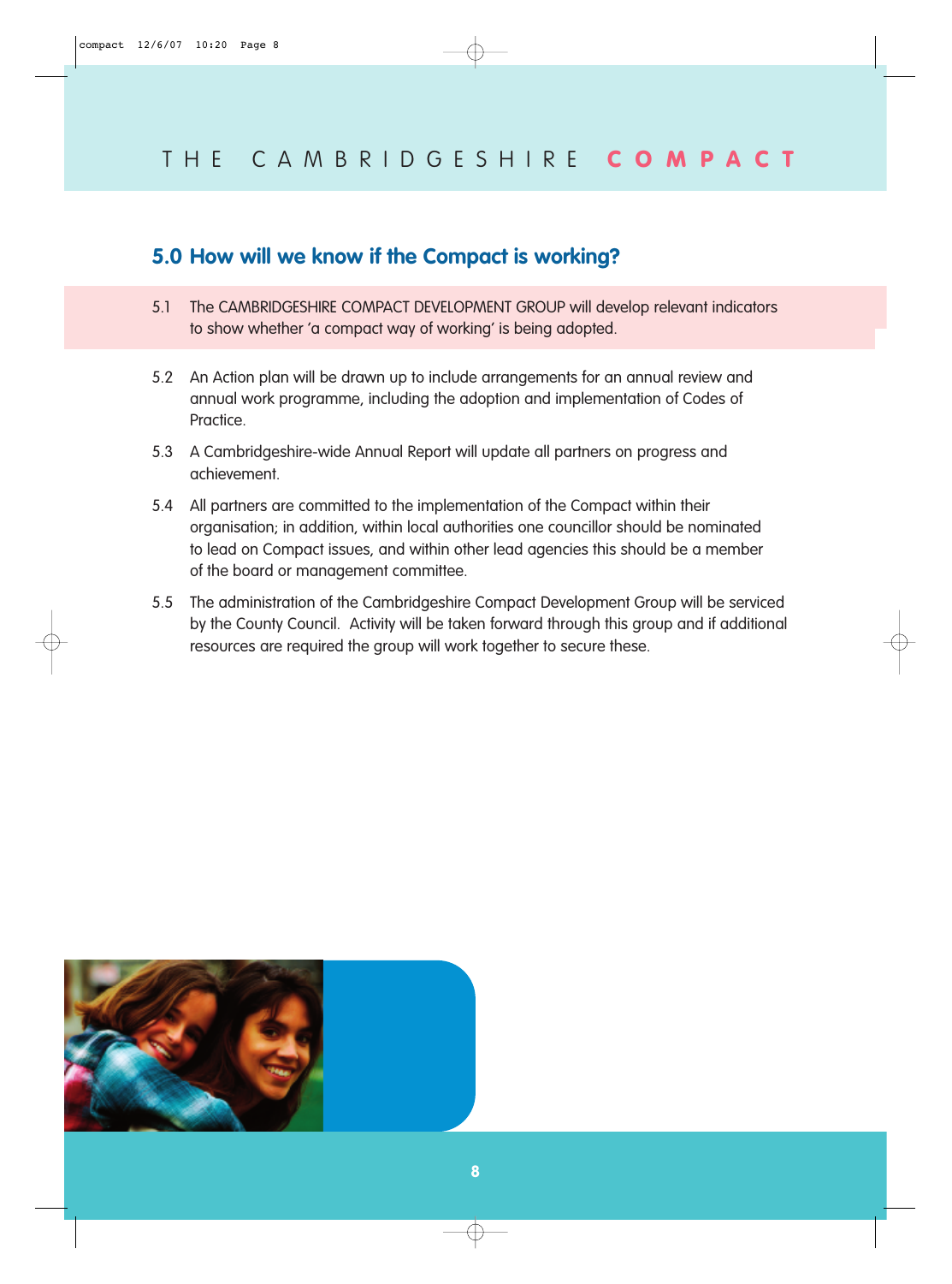## 5.0 How will we know if the Compact is working?

5.1 The CAMBRIDGESHIRE COMPACT DEVELOPMENT GROUP will develop relevant indicators to show whether 'a compact way of working' is being adopted.

5.2 An Action plan will be drawn up to include arrangements for an annual review and annual work programme, including the adoption and implementation of Codes of Practice.

5.3 A Cambridgeshire-wide Annual Report will update all partners on progress and achievement.

5.4 All partners are committed to the implementation of the Compact within their organisation; in addition, within local authorities one councillor should be nominated to lead on Compact issues, and within other lead agencies this should be a member of the board or management committee.

5.5 The administration of the Cambridgeshire Compact Development Group will be serviced by the County Council. Activity will be taken forward through this group and if additional resources are required the group will work together to secure these.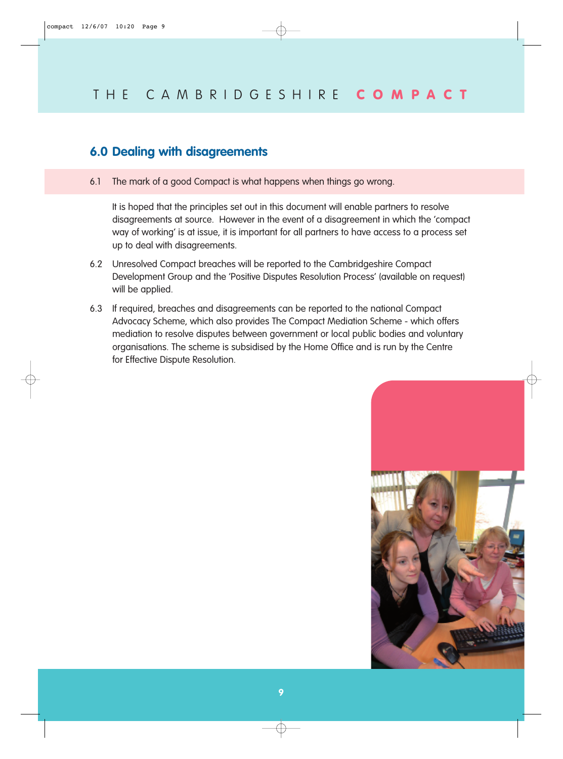## 6.0 Dealing with disagreements

6.1 The mark of a good Compact is what happens when things go wrong.

It is hoped that the principles set out in this document will enable partners to resolve disagreements at source. However in the event of a disagreement in which the 'compact way of working' is at issue, it is important for all partners to have access to a process set up to deal with disagreements.

6.2 Unresolved Compact breaches will be reported to the Cambridgeshire Compact Development Group and the 'Positive Disputes Resolution Process' (available on request) will be applied.

6.3 If required, breaches and disagreements can be reported to the national Compact Advocacy Scheme, which also provides The Compact Mediation Scheme - which offers mediation to resolve disputes between government or local public bodies and voluntary organisations. The scheme is subsidised by the Home Office and is run by the Centre for Effective Dispute Resolution.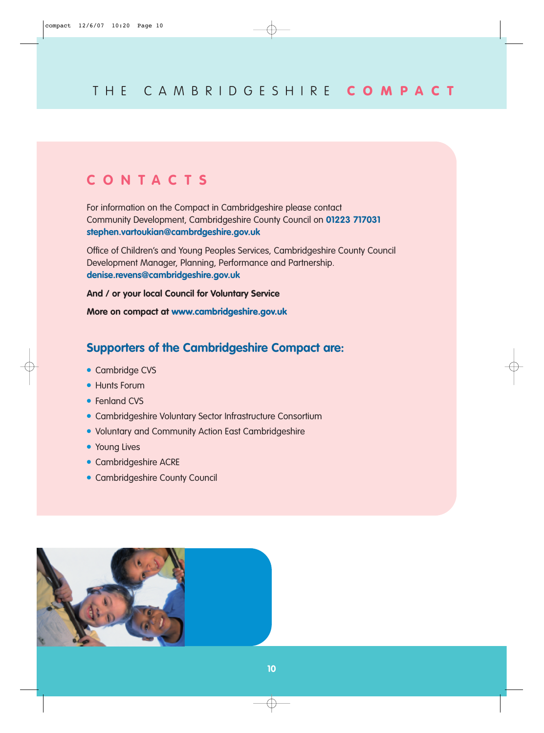# CONTACTS

For information on the Compact in Cambridgeshire please contact Community Development, Cambridgeshire County Council on **01223 717031**
**stephen.vartoukian@cambrdgeshire.gov.uk**

Office of Children's and Young Peoples Services, Cambridgeshire County Council Development Manager, Planning, Performance and Partnership.
**denise.revens@cambridgeshire.gov.uk**

**And / or your local Council for Voluntary Service**

**More on compact at www.cambridgeshire.gov.uk**

## Supporters of the Cambridgeshire Compact are:

- Cambridge CVS
- Hunts Forum
- Fenland CVS
- Cambridgeshire Voluntary Sector Infrastructure Consortium
- Voluntary and Community Action East Cambridgeshire
- Young Lives
- Cambridgeshire ACRE
- Cambridgeshire County Council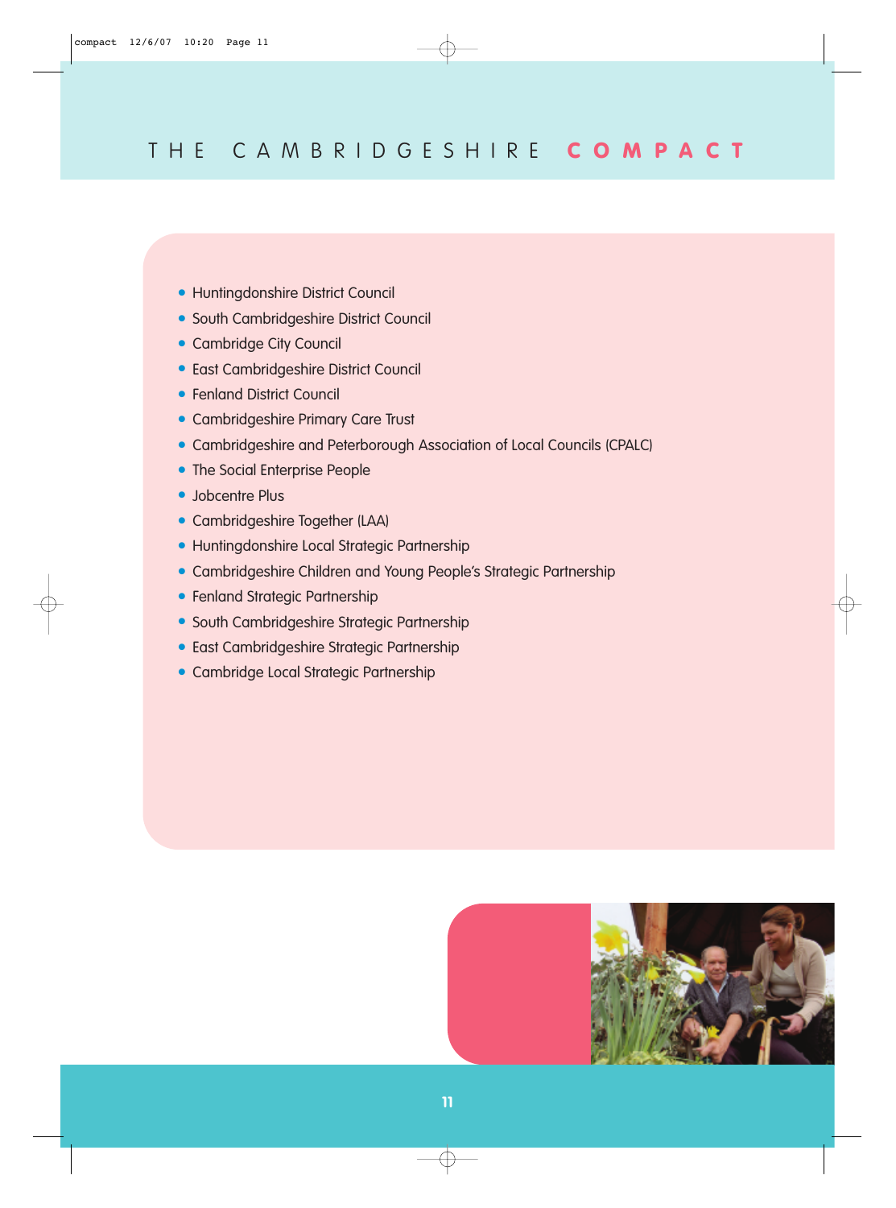- Huntingdonshire District Council
- South Cambridgeshire District Council
- Cambridge City Council
- East Cambridgeshire District Council
- Fenland District Council
- Cambridgeshire Primary Care Trust
- Cambridgeshire and Peterborough Association of Local Councils (CPALC)
- The Social Enterprise People
- Jobcentre Plus
- Cambridgeshire Together (LAA)
- Huntingdonshire Local Strategic Partnership
- Cambridgeshire Children and Young People's Strategic Partnership
- Fenland Strategic Partnership
- South Cambridgeshire Strategic Partnership
- East Cambridgeshire Strategic Partnership
- Cambridge Local Strategic Partnership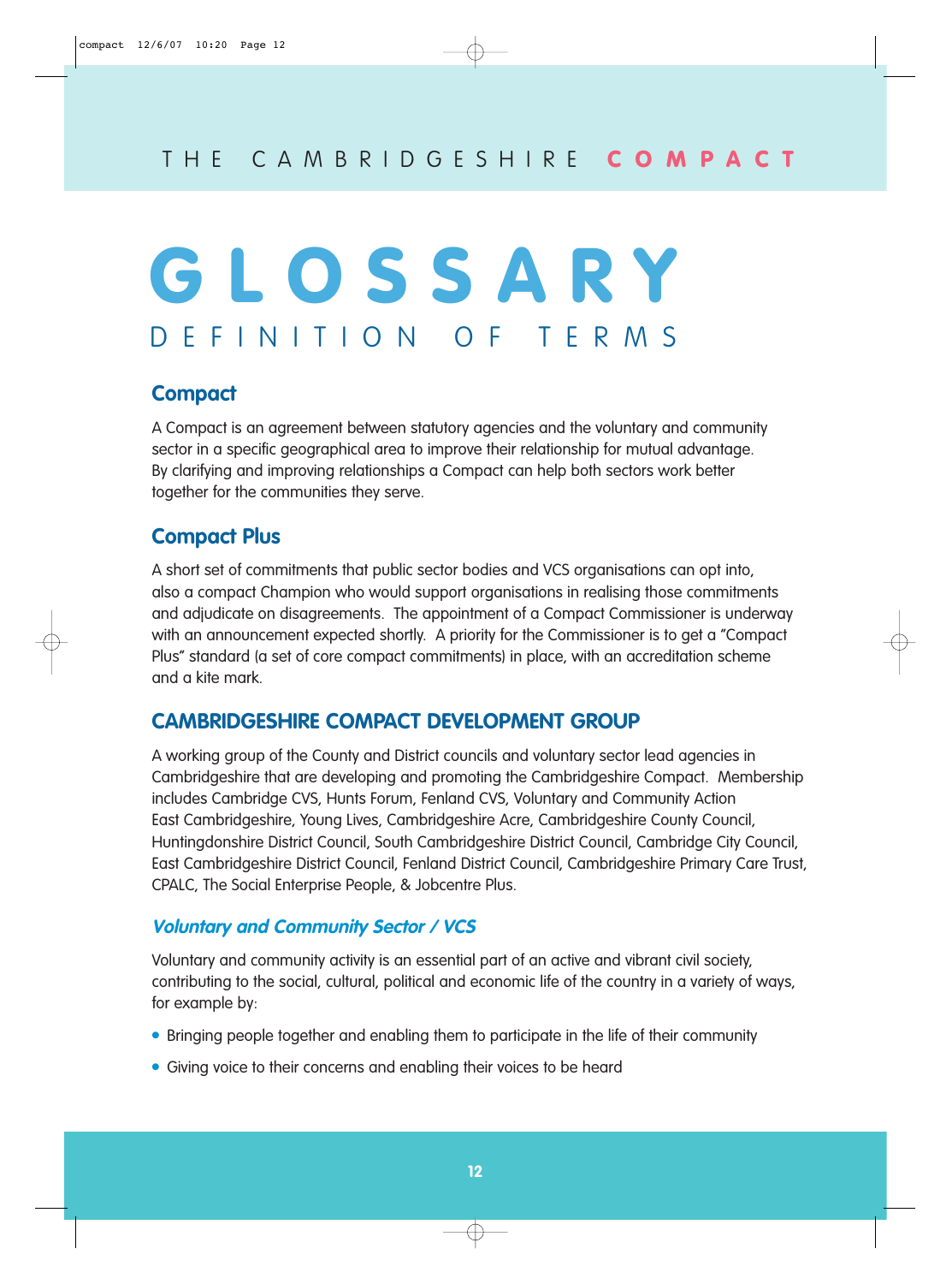# GLOSSARY

## DEFINITION OF TERMS

### Compact

A Compact is an agreement between statutory agencies and the voluntary and community sector in a specific geographical area to improve their relationship for mutual advantage. By clarifying and improving relationships a Compact can help both sectors work better together for the communities they serve.

### Compact Plus

A short set of commitments that public sector bodies and VCS organisations can opt into, also a compact Champion who would support organisations in realising those commitments and adjudicate on disagreements. The appointment of a Compact Commissioner is underway with an announcement expected shortly. A priority for the Commissioner is to get a "Compact Plus" standard (a set of core compact commitments) in place, with an accreditation scheme and a kite mark.

### CAMBRIDGESHIRE COMPACT DEVELOPMENT GROUP

A working group of the County and District councils and voluntary sector lead agencies in Cambridgeshire that are developing and promoting the Cambridgeshire Compact. Membership includes Cambridge CVS, Hunts Forum, Fenland CVS, Voluntary and Community Action East Cambridgeshire, Young Lives, Cambridgeshire Acre, Cambridgeshire County Council, Huntingdonshire District Council, South Cambridgeshire District Council, Cambridge City Council, East Cambridgeshire District Council, Fenland District Council, Cambridgeshire Primary Care Trust, CPALC, The Social Enterprise People, & Jobcentre Plus.

#### *Voluntary and Community Sector / VCS*

Voluntary and community activity is an essential part of an active and vibrant civil society, contributing to the social, cultural, political and economic life of the country in a variety of ways, for example by:

- Bringing people together and enabling them to participate in the life of their community
- Giving voice to their concerns and enabling their voices to be heard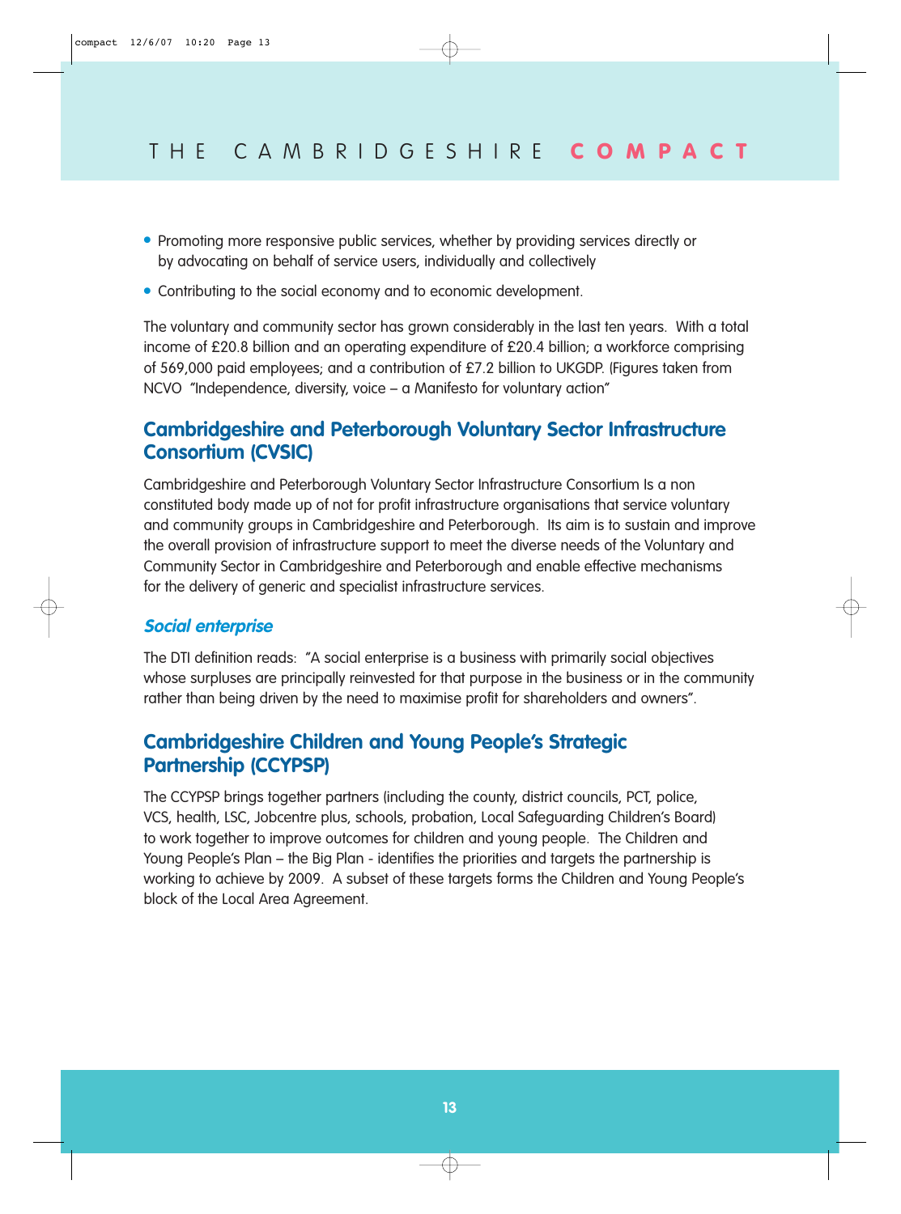- Promoting more responsive public services, whether by providing services directly or by advocating on behalf of service users, individually and collectively
- Contributing to the social economy and to economic development.

The voluntary and community sector has grown considerably in the last ten years. With a total income of £20.8 billion and an operating expenditure of £20.4 billion; a workforce comprising of 569,000 paid employees; and a contribution of £7.2 billion to UKGDP. (Figures taken from NCVO "Independence, diversity, voice – a Manifesto for voluntary action"

## Cambridgeshire and Peterborough Voluntary Sector Infrastructure Consortium (CVSIC)

Cambridgeshire and Peterborough Voluntary Sector Infrastructure Consortium Is a non constituted body made up of not for profit infrastructure organisations that service voluntary and community groups in Cambridgeshire and Peterborough. Its aim is to sustain and improve the overall provision of infrastructure support to meet the diverse needs of the Voluntary and Community Sector in Cambridgeshire and Peterborough and enable effective mechanisms for the delivery of generic and specialist infrastructure services.

### *Social enterprise*

The DTI definition reads: "A social enterprise is a business with primarily social objectives whose surpluses are principally reinvested for that purpose in the business or in the community rather than being driven by the need to maximise profit for shareholders and owners".

## Cambridgeshire Children and Young People's Strategic Partnership (CCYPSP)

The CCYPSP brings together partners (including the county, district councils, PCT, police, VCS, health, LSC, Jobcentre plus, schools, probation, Local Safeguarding Children's Board) to work together to improve outcomes for children and young people. The Children and Young People's Plan – the Big Plan - identifies the priorities and targets the partnership is working to achieve by 2009. A subset of these targets forms the Children and Young People's block of the Local Area Agreement.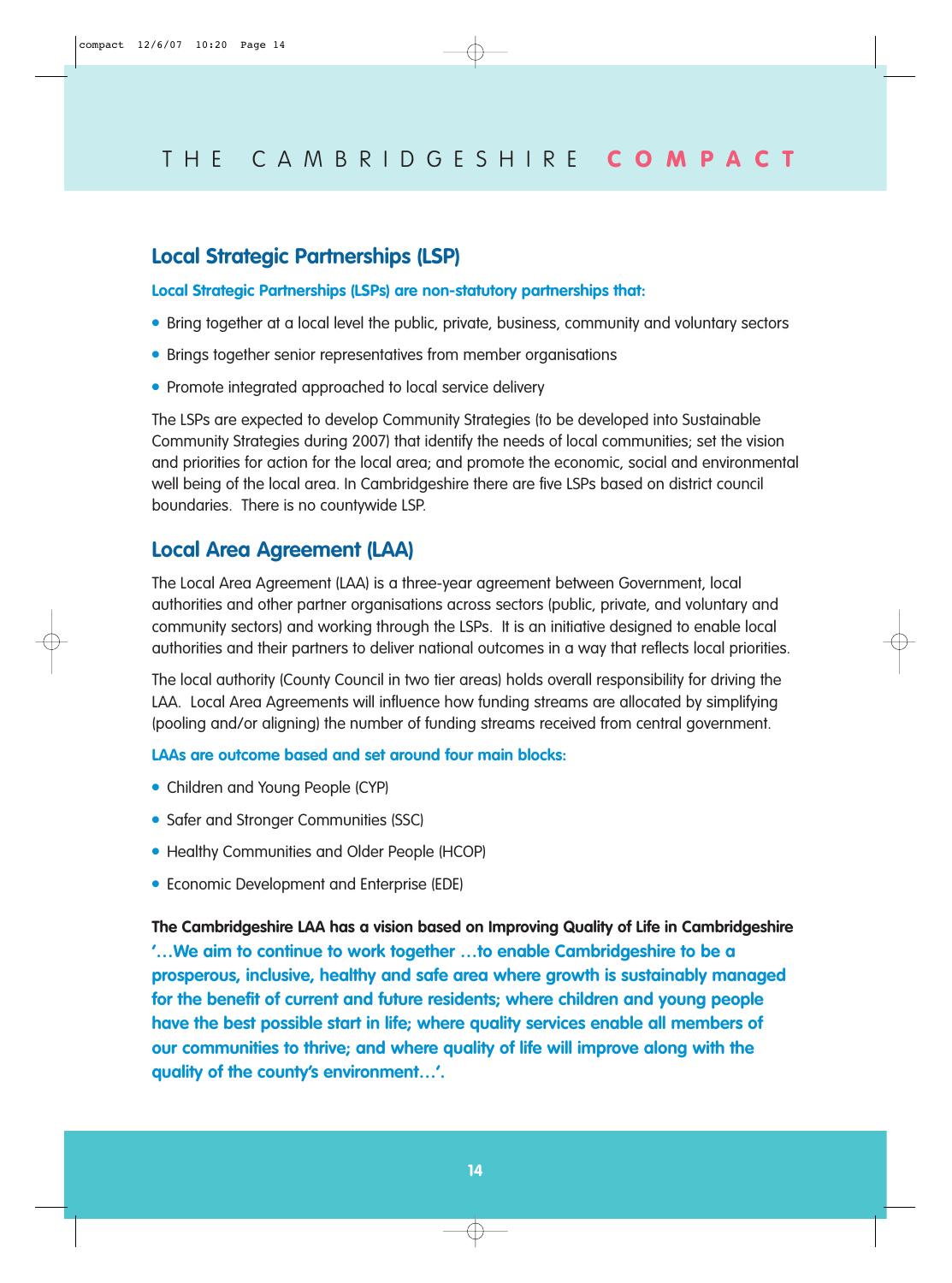## Local Strategic Partnerships (LSP)

**Local Strategic Partnerships (LSPs) are non-statutory partnerships that:**

- Bring together at a local level the public, private, business, community and voluntary sectors
- Brings together senior representatives from member organisations
- Promote integrated approached to local service delivery

The LSPs are expected to develop Community Strategies (to be developed into Sustainable Community Strategies during 2007) that identify the needs of local communities; set the vision and priorities for action for the local area; and promote the economic, social and environmental well being of the local area. In Cambridgeshire there are five LSPs based on district council boundaries. There is no countywide LSP.

## Local Area Agreement (LAA)

The Local Area Agreement (LAA) is a three-year agreement between Government, local authorities and other partner organisations across sectors (public, private, and voluntary and community sectors) and working through the LSPs. It is an initiative designed to enable local authorities and their partners to deliver national outcomes in a way that reflects local priorities.

The local authority (County Council in two tier areas) holds overall responsibility for driving the LAA. Local Area Agreements will influence how funding streams are allocated by simplifying (pooling and/or aligning) the number of funding streams received from central government.

**LAAs are outcome based and set around four main blocks:**

- Children and Young People (CYP)
- Safer and Stronger Communities (SSC)
- Healthy Communities and Older People (HCOP)
- Economic Development and Enterprise (EDE)

**The Cambridgeshire LAA has a vision based on Improving Quality of Life in Cambridgeshire**
**'…We aim to continue to work together …to enable Cambridgeshire to be a prosperous, inclusive, healthy and safe area where growth is sustainably managed for the benefit of current and future residents; where children and young people have the best possible start in life; where quality services enable all members of our communities to thrive; and where quality of life will improve along with the quality of the county's environment…'.**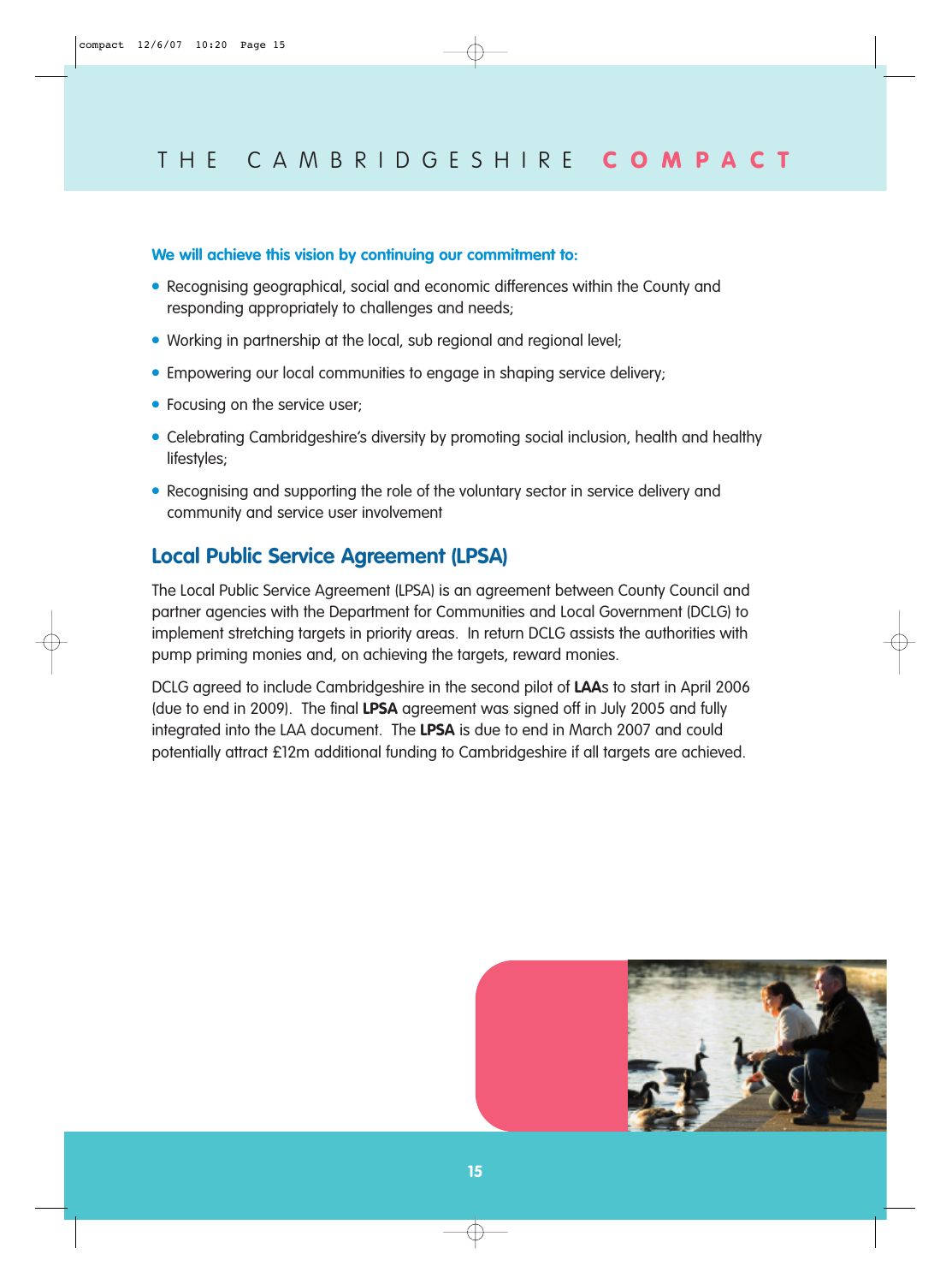**We will achieve this vision by continuing our commitment to:**

- Recognising geographical, social and economic differences within the County and responding appropriately to challenges and needs;
- Working in partnership at the local, sub regional and regional level;
- Empowering our local communities to engage in shaping service delivery;
- Focusing on the service user;
- Celebrating Cambridgeshire's diversity by promoting social inclusion, health and healthy lifestyles;
- Recognising and supporting the role of the voluntary sector in service delivery and community and service user involvement

## Local Public Service Agreement (LPSA)

The Local Public Service Agreement (LPSA) is an agreement between County Council and partner agencies with the Department for Communities and Local Government (DCLG) to implement stretching targets in priority areas. In return DCLG assists the authorities with pump priming monies and, on achieving the targets, reward monies.

DCLG agreed to include Cambridgeshire in the second pilot of **LAA**s to start in April 2006 (due to end in 2009). The final **LPSA** agreement was signed off in July 2005 and fully integrated into the LAA document. The **LPSA** is due to end in March 2007 and could potentially attract £12m additional funding to Cambridgeshire if all targets are achieved.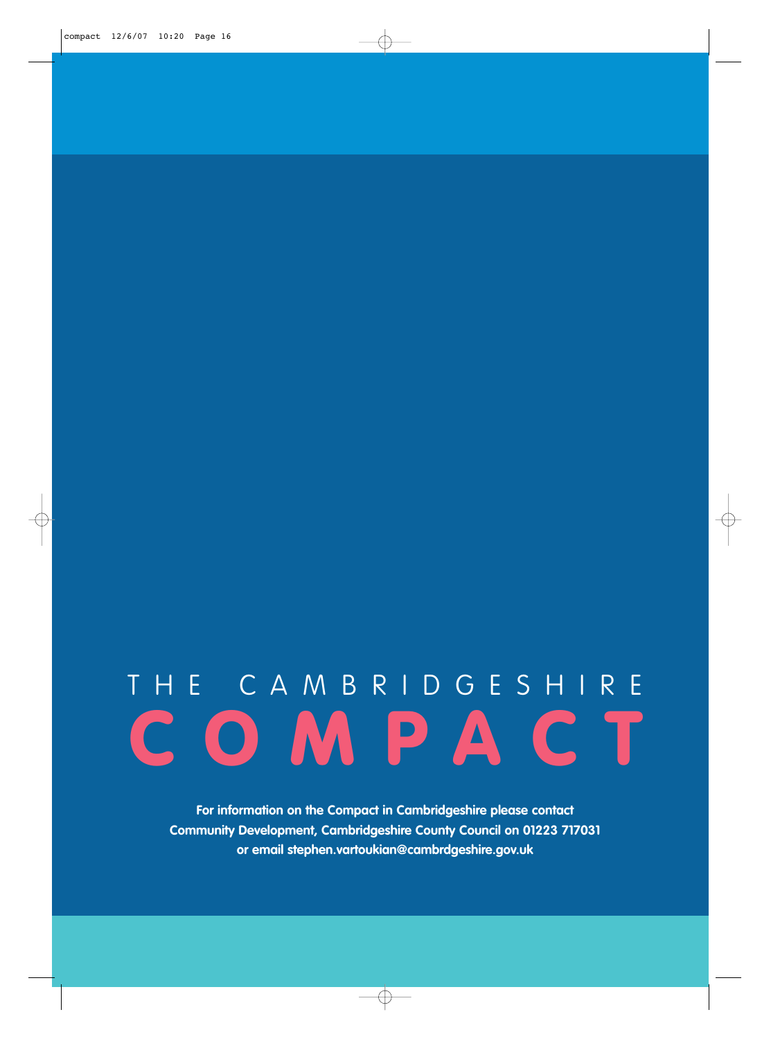# THE CAMBRIDGESHIRE COMPACT

**For information on the Compact in Cambridgeshire please contact Community Development, Cambridgeshire County Council on 01223 717031 or email stephen.vartoukian@cambrdgeshire.gov.uk**